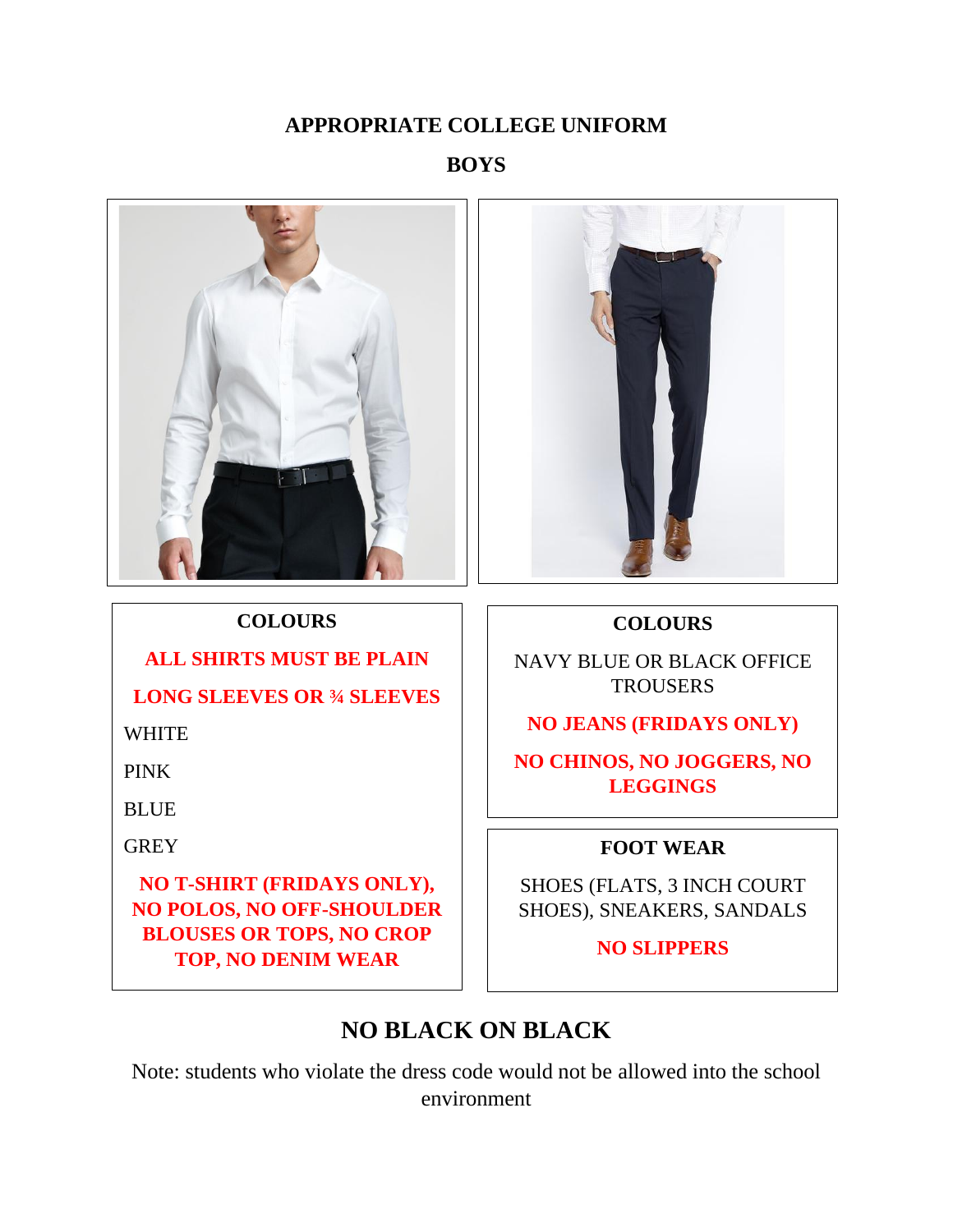# APPROPRIATE COLLEGE UNIFORM

## BOYS

### COLOURS

**ALL SHIRTS MUST BE PLAIN**

**LONG SLEEVES OR ¾ SLEEVES**

WHITE

PINK

BLUE

GREY

**NO T-SHIRT (FRIDAYS ONLY), NO POLOS, NO OFF-SHOULDER BLOUSES OR TOPS, NO CROP TOP, NO DENIM WEAR**

### COLOURS

NAVY BLUE OR BLACK OFFICE TROUSERS

**NO JEANS (FRIDAYS ONLY)**

**NO CHINOS, NO JOGGERS, NO LEGGINGS**

### FOOT WEAR

SHOES (FLATS, 3 INCH COURT SHOES), SNEAKERS, SANDALS

**NO SLIPPERS**

## NO BLACK ON BLACK

Note: students who violate the dress code would not be allowed into the school environment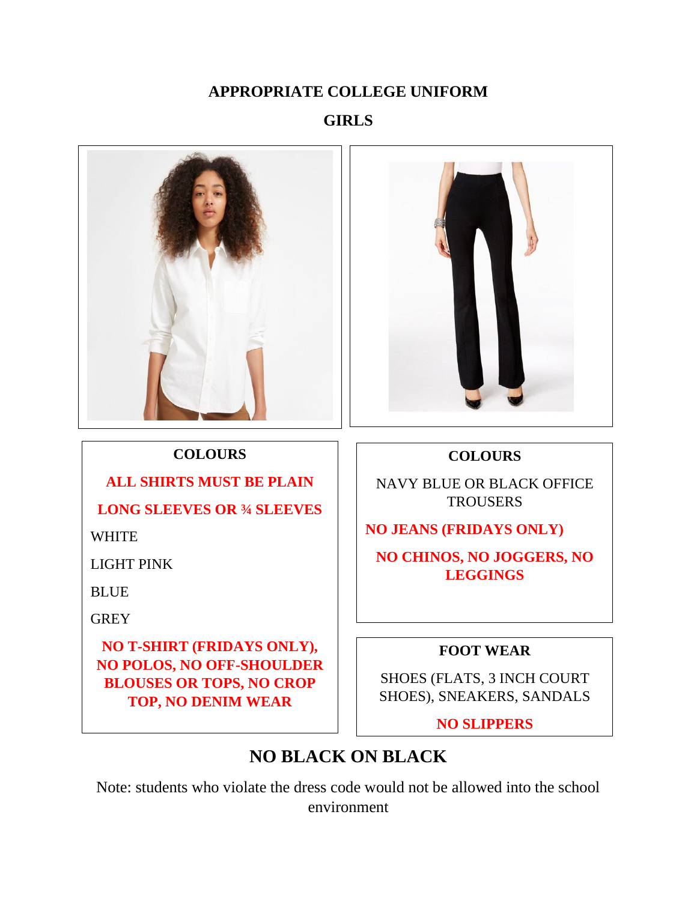# APPROPRIATE COLLEGE UNIFORM

## GIRLS

### COLOURS

**ALL SHIRTS MUST BE PLAIN**

**LONG SLEEVES OR ¾ SLEEVES**

WHITE

LIGHT PINK

BLUE

GREY

**NO T-SHIRT (FRIDAYS ONLY), NO POLOS, NO OFF-SHOULDER BLOUSES OR TOPS, NO CROP TOP, NO DENIM WEAR**

### COLOURS

NAVY BLUE OR BLACK OFFICE TROUSERS

**NO JEANS (FRIDAYS ONLY)**

**NO CHINOS, NO JOGGERS, NO LEGGINGS**

### FOOT WEAR

SHOES (FLATS, 3 INCH COURT SHOES), SNEAKERS, SANDALS

**NO SLIPPERS**

## NO BLACK ON BLACK

Note: students who violate the dress code would not be allowed into the school environment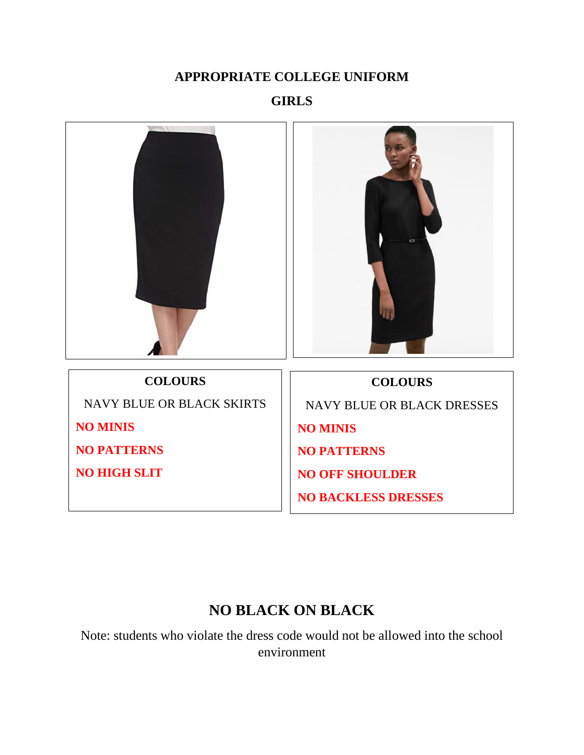## APPROPRIATE COLLEGE UNIFORM

### GIRLS

| COLOURS | COLOURS |
|---|---|
| NAVY BLUE OR BLACK SKIRTS | NAVY BLUE OR BLACK DRESSES |
| **NO MINIS** | **NO MINIS** |
| **NO PATTERNS** | **NO PATTERNS** |
| **NO HIGH SLIT** | **NO OFF SHOULDER** |
| | **NO BACKLESS DRESSES** |

## NO BLACK ON BLACK

Note: students who violate the dress code would not be allowed into the school environment